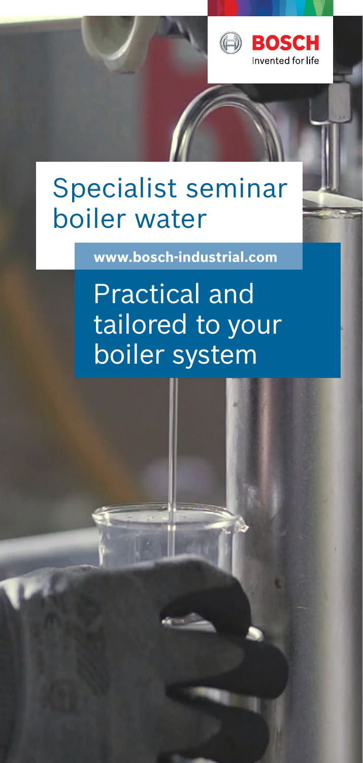BOSCH

Invented for life

# Specialist seminar boiler water

**www.bosch-industrial.com**

## Practical and tailored to your boiler system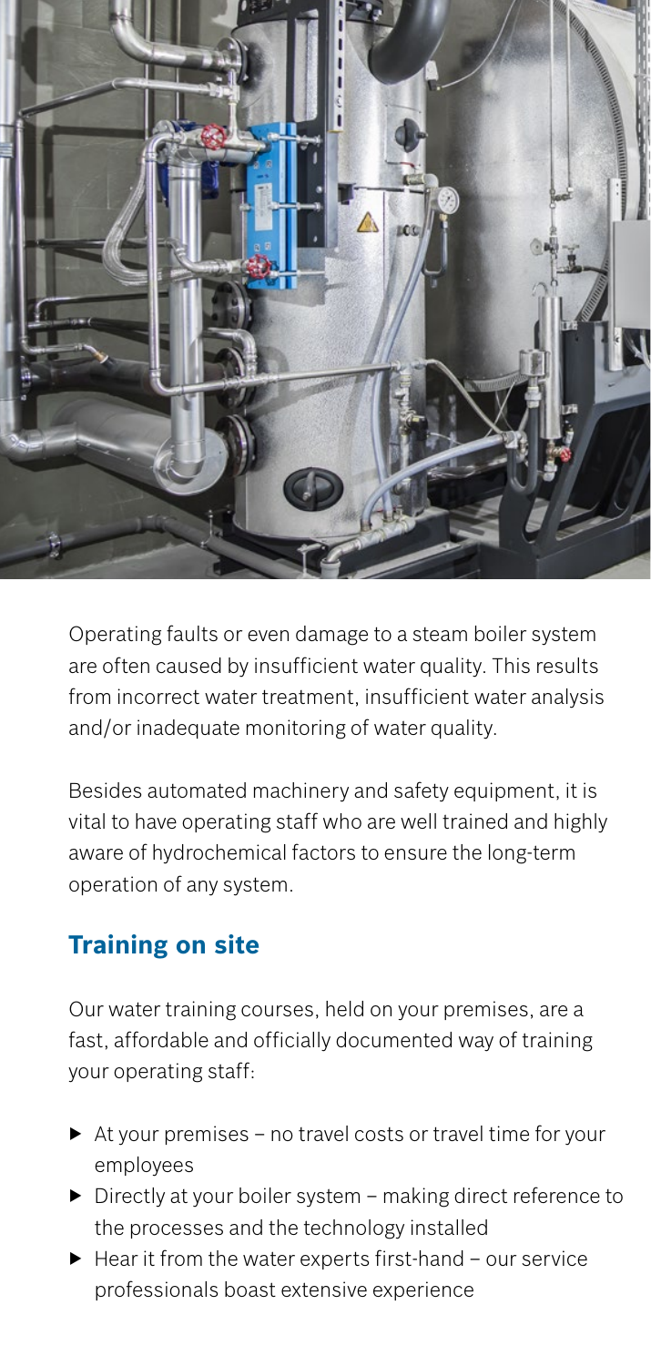Operating faults or even damage to a steam boiler system are often caused by insufficient water quality. This results from incorrect water treatment, insufficient water analysis and/or inadequate monitoring of water quality.

Besides automated machinery and safety equipment, it is vital to have operating staff who are well trained and highly aware of hydrochemical factors to ensure the long-term operation of any system.

## Training on site

Our water training courses, held on your premises, are a fast, affordable and officially documented way of training your operating staff:

- At your premises – no travel costs or travel time for your employees
- Directly at your boiler system – making direct reference to the processes and the technology installed
- Hear it from the water experts first-hand – our service professionals boast extensive experience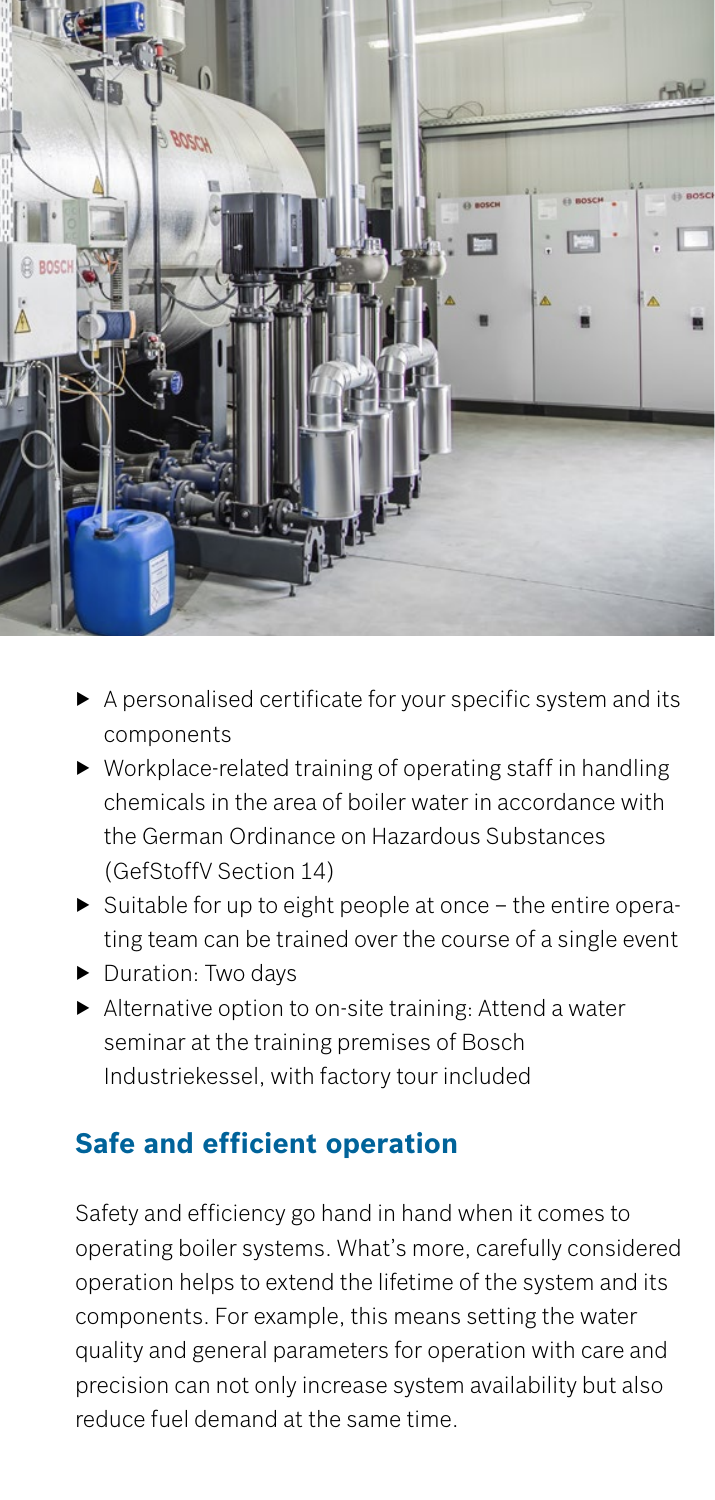- A personalised certificate for your specific system and its components
- Workplace-related training of operating staff in handling chemicals in the area of boiler water in accordance with the German Ordinance on Hazardous Substances (GefStoffV Section 14)
- Suitable for up to eight people at once – the entire operating team can be trained over the course of a single event
- Duration: Two days
- Alternative option to on-site training: Attend a water seminar at the training premises of Bosch Industriekessel, with factory tour included

## Safe and efficient operation

Safety and efficiency go hand in hand when it comes to operating boiler systems. What's more, carefully considered operation helps to extend the lifetime of the system and its components. For example, this means setting the water quality and general parameters for operation with care and precision can not only increase system availability but also reduce fuel demand at the same time.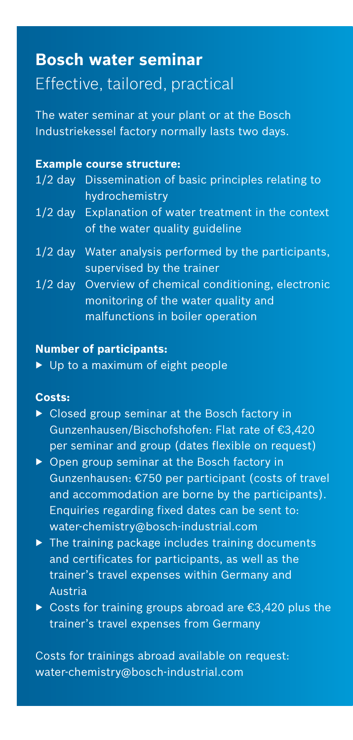## Bosch water seminar

Effective, tailored, practical

The water seminar at your plant or at the Bosch Industriekessel factory normally lasts two days.

**Example course structure:**

- 1/2 day Dissemination of basic principles relating to hydrochemistry
- 1/2 day Explanation of water treatment in the context of the water quality guideline
- 1/2 day Water analysis performed by the participants, supervised by the trainer
- 1/2 day Overview of chemical conditioning, electronic monitoring of the water quality and malfunctions in boiler operation

**Number of participants:**

- Up to a maximum of eight people

**Costs:**

- Closed group seminar at the Bosch factory in Gunzenhausen/Bischofshofen: Flat rate of €3,420 per seminar and group (dates flexible on request)
- Open group seminar at the Bosch factory in Gunzenhausen: €750 per participant (costs of travel and accommodation are borne by the participants). Enquiries regarding fixed dates can be sent to: water-chemistry@bosch-industrial.com
- The training package includes training documents and certificates for participants, as well as the trainer's travel expenses within Germany and Austria
- Costs for training groups abroad are €3,420 plus the trainer's travel expenses from Germany

Costs for trainings abroad available on request: water-chemistry@bosch-industrial.com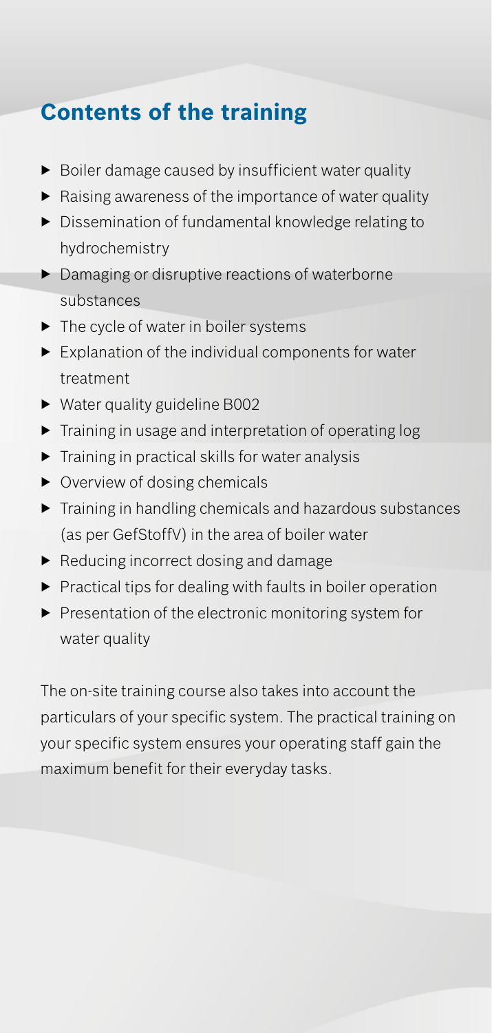## Contents of the training

- Boiler damage caused by insufficient water quality
- Raising awareness of the importance of water quality
- Dissemination of fundamental knowledge relating to hydrochemistry
- Damaging or disruptive reactions of waterborne substances
- The cycle of water in boiler systems
- Explanation of the individual components for water treatment
- Water quality guideline B002
- Training in usage and interpretation of operating log
- Training in practical skills for water analysis
- Overview of dosing chemicals
- Training in handling chemicals and hazardous substances (as per GefStoffV) in the area of boiler water
- Reducing incorrect dosing and damage
- Practical tips for dealing with faults in boiler operation
- Presentation of the electronic monitoring system for water quality

The on-site training course also takes into account the particulars of your specific system. The practical training on your specific system ensures your operating staff gain the maximum benefit for their everyday tasks.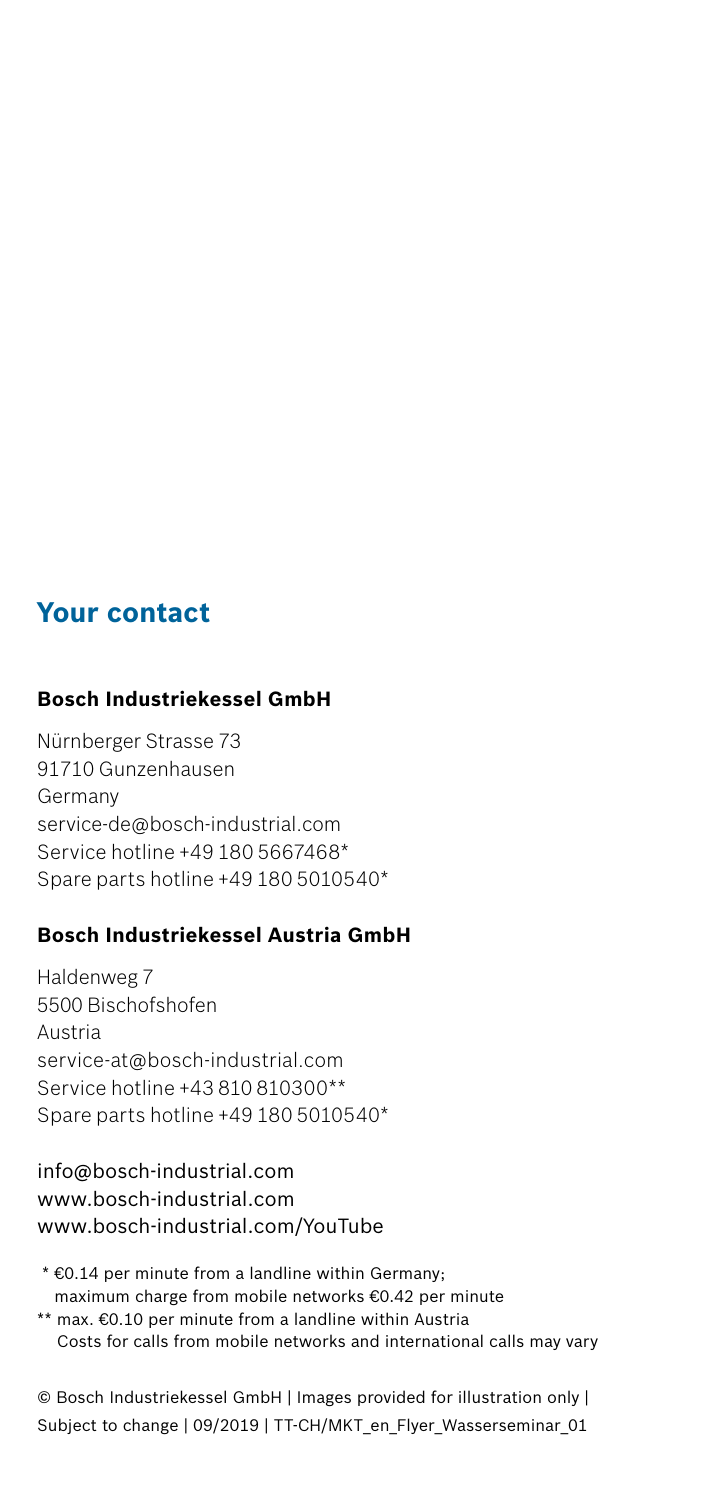## Your contact

**Bosch Industriekessel GmbH**

Nürnberger Strasse 73
91710 Gunzenhausen
Germany
service-de@bosch-industrial.com
Service hotline +49 180 5667468*
Spare parts hotline +49 180 5010540*

**Bosch Industriekessel Austria GmbH**

Haldenweg 7
5500 Bischofshofen
Austria
service-at@bosch-industrial.com
Service hotline +43 810 810300**
Spare parts hotline +49 180 5010540*

info@bosch-industrial.com
www.bosch-industrial.com
www.bosch-industrial.com/YouTube

\* €0.14 per minute from a landline within Germany; maximum charge from mobile networks €0.42 per minute
** max. €0.10 per minute from a landline within Austria
Costs for calls from mobile networks and international calls may vary

© Bosch Industriekessel GmbH | Images provided for illustration only | Subject to change | 09/2019 | TT-CH/MKT_en_Flyer_Wasserseminar_01